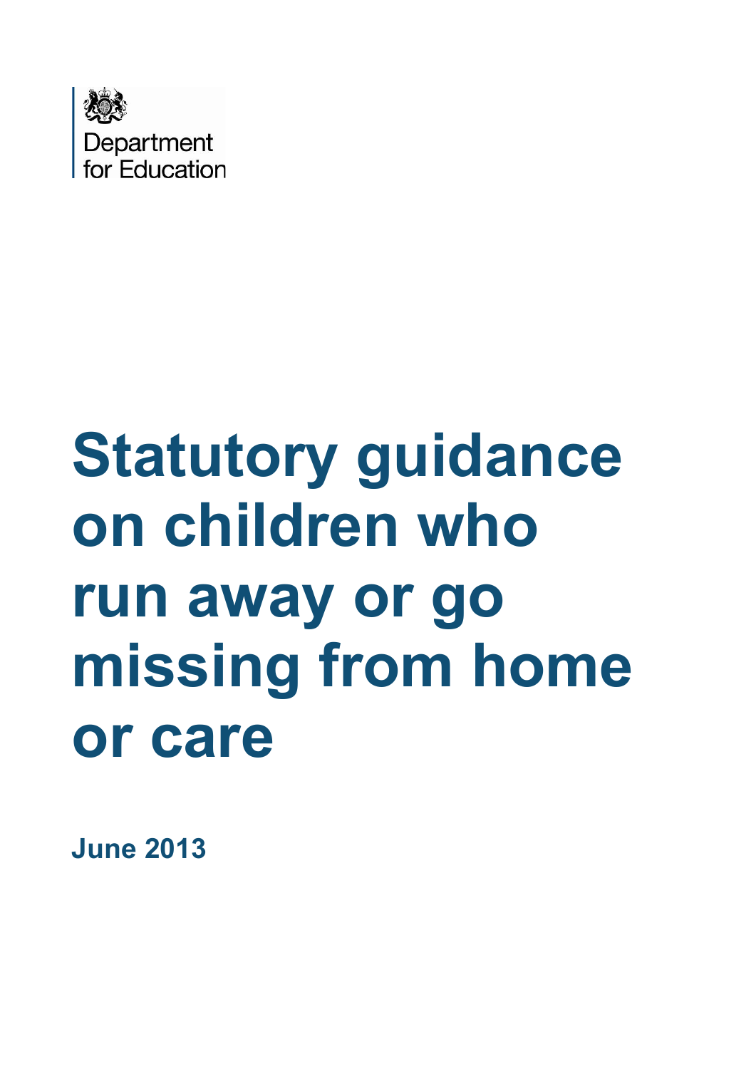Department for Education

# Statutory guidance on children who run away or go missing from home or care

**June 2013**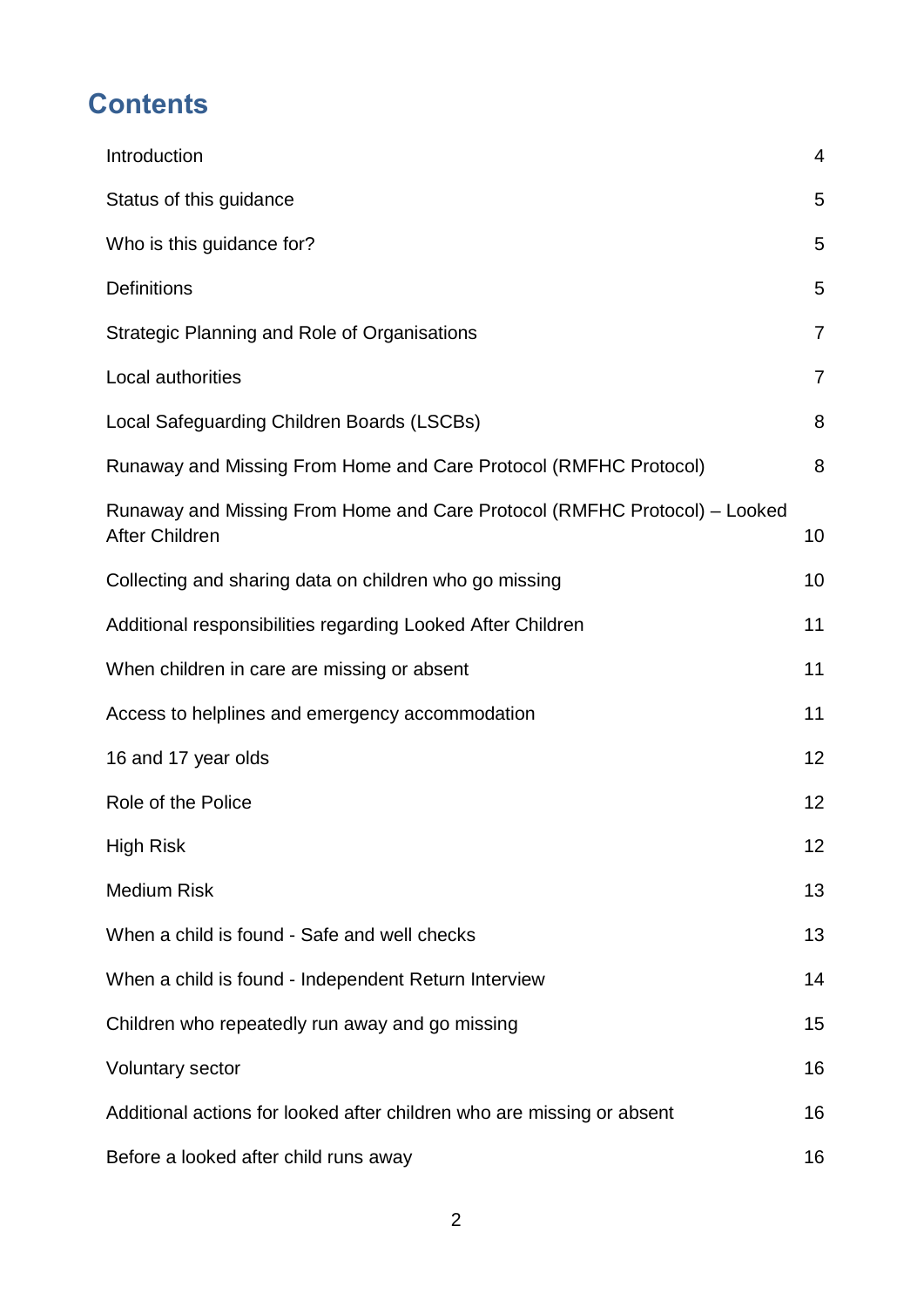# Contents

| | |
|---|---|
| Introduction | 4 |
| Status of this guidance | 5 |
| Who is this guidance for? | 5 |
| Definitions | 5 |
| Strategic Planning and Role of Organisations | 7 |
| Local authorities | 7 |
| Local Safeguarding Children Boards (LSCBs) | 8 |
| Runaway and Missing From Home and Care Protocol (RMFHC Protocol) | 8 |
| Runaway and Missing From Home and Care Protocol (RMFHC Protocol) – Looked After Children | 10 |
| Collecting and sharing data on children who go missing | 10 |
| Additional responsibilities regarding Looked After Children | 11 |
| When children in care are missing or absent | 11 |
| Access to helplines and emergency accommodation | 11 |
| 16 and 17 year olds | 12 |
| Role of the Police | 12 |
| High Risk | 12 |
| Medium Risk | 13 |
| When a child is found - Safe and well checks | 13 |
| When a child is found - Independent Return Interview | 14 |
| Children who repeatedly run away and go missing | 15 |
| Voluntary sector | 16 |
| Additional actions for looked after children who are missing or absent | 16 |
| Before a looked after child runs away | 16 |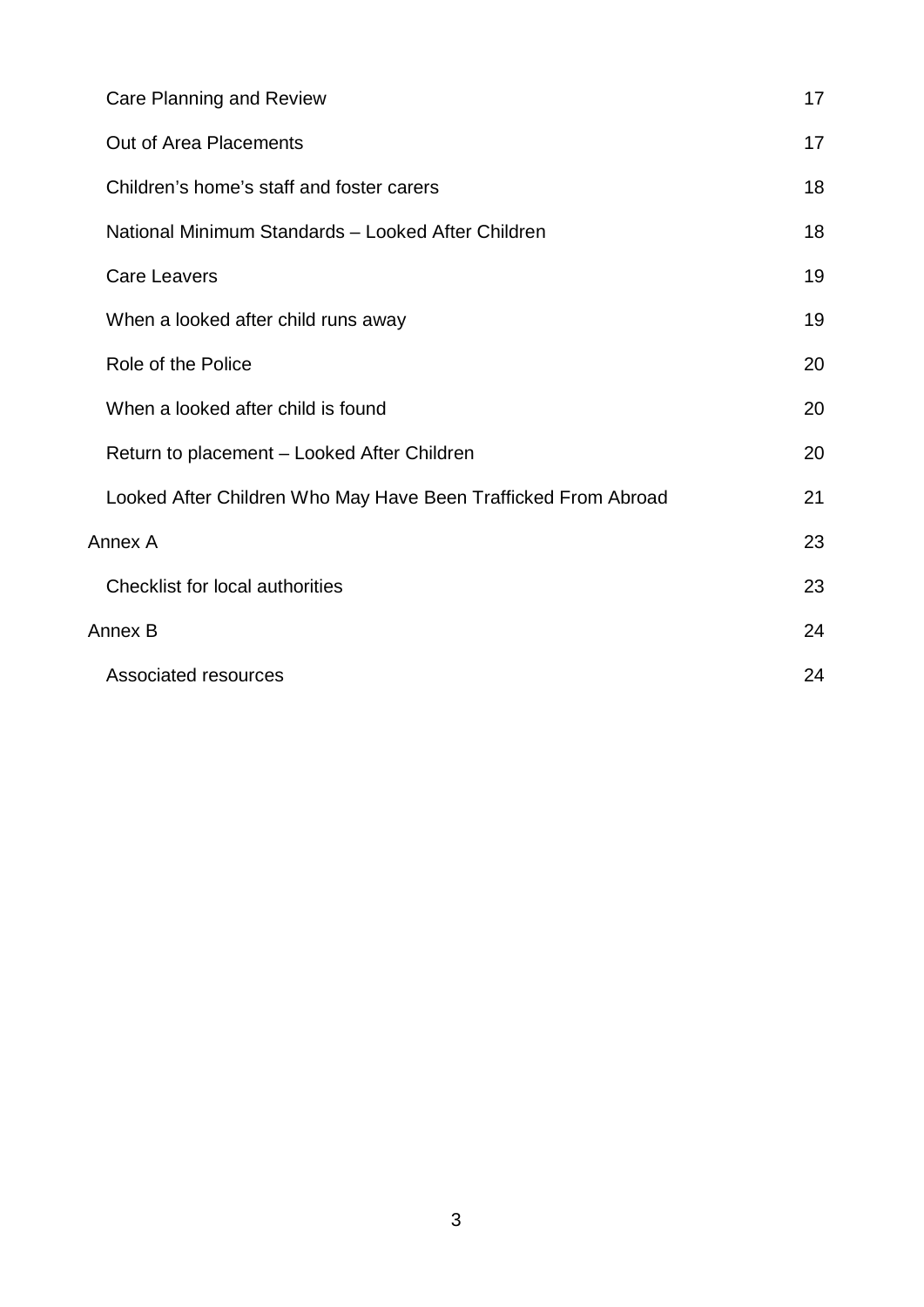| | |
|---|---|
| Care Planning and Review | 17 |
| Out of Area Placements | 17 |
| Children's home's staff and foster carers | 18 |
| National Minimum Standards – Looked After Children | 18 |
| Care Leavers | 19 |
| When a looked after child runs away | 19 |
| Role of the Police | 20 |
| When a looked after child is found | 20 |
| Return to placement – Looked After Children | 20 |
| Looked After Children Who May Have Been Trafficked From Abroad | 21 |
| Annex A | 23 |
| Checklist for local authorities | 23 |
| Annex B | 24 |
| Associated resources | 24 |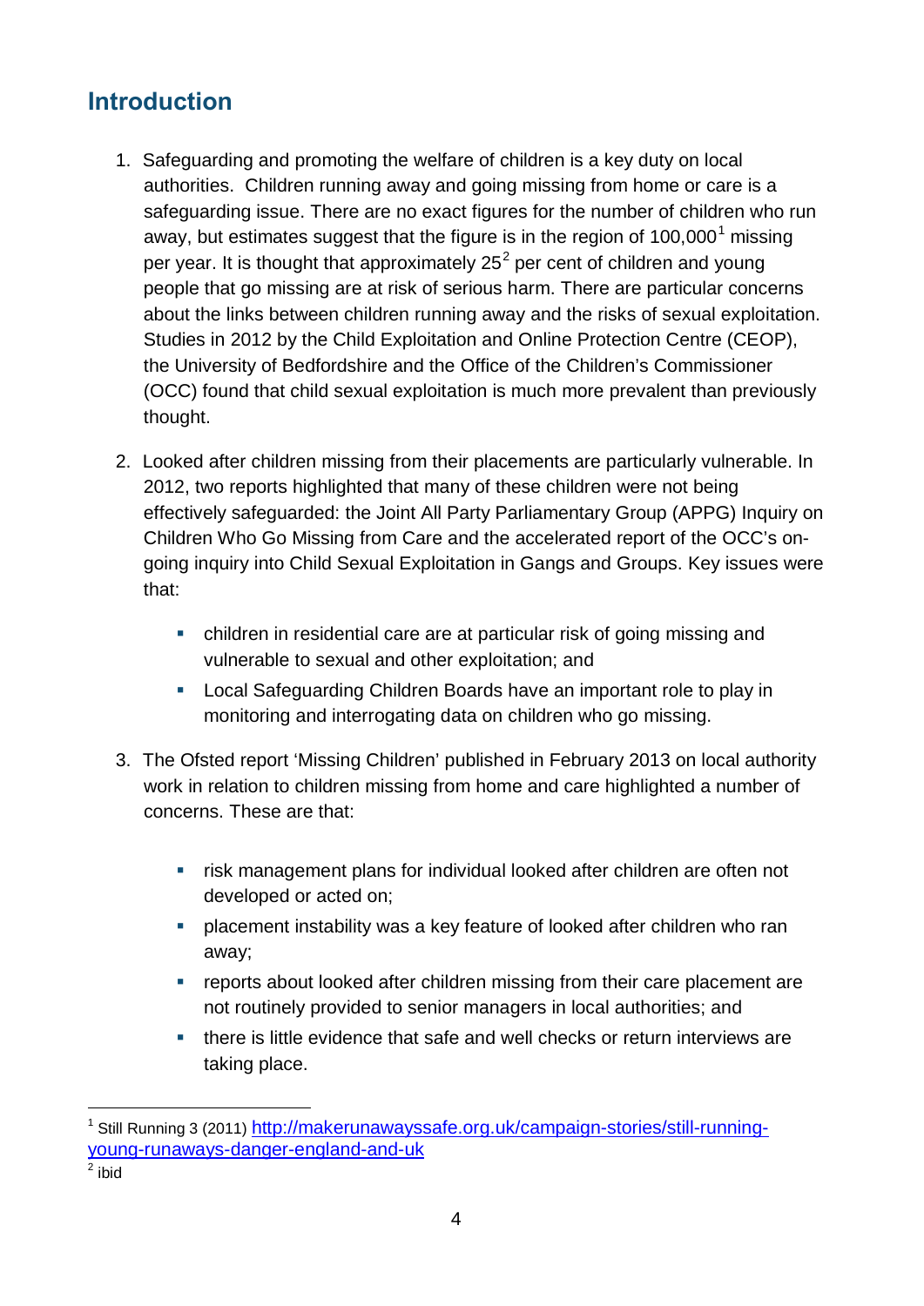## Introduction

1. Safeguarding and promoting the welfare of children is a key duty on local authorities. Children running away and going missing from home or care is a safeguarding issue. There are no exact figures for the number of children who run away, but estimates suggest that the figure is in the region of 100,000[1] missing per year. It is thought that approximately 25[2] per cent of children and young people that go missing are at risk of serious harm. There are particular concerns about the links between children running away and the risks of sexual exploitation. Studies in 2012 by the Child Exploitation and Online Protection Centre (CEOP), the University of Bedfordshire and the Office of the Children's Commissioner (OCC) found that child sexual exploitation is much more prevalent than previously thought.

2. Looked after children missing from their placements are particularly vulnerable. In 2012, two reports highlighted that many of these children were not being effectively safeguarded: the Joint All Party Parliamentary Group (APPG) Inquiry on Children Who Go Missing from Care and the accelerated report of the OCC's on-going inquiry into Child Sexual Exploitation in Gangs and Groups. Key issues were that:

   - children in residential care are at particular risk of going missing and vulnerable to sexual and other exploitation; and
   - Local Safeguarding Children Boards have an important role to play in monitoring and interrogating data on children who go missing.

3. The Ofsted report 'Missing Children' published in February 2013 on local authority work in relation to children missing from home and care highlighted a number of concerns. These are that:

   - risk management plans for individual looked after children are often not developed or acted on;
   - placement instability was a key feature of looked after children who ran away;
   - reports about looked after children missing from their care placement are not routinely provided to senior managers in local authorities; and
   - there is little evidence that safe and well checks or return interviews are taking place.

---

[1] Still Running 3 (2011) http://makerunawayssafe.org.uk/campaign-stories/still-running-young-runaways-danger-england-and-uk

[2] ibid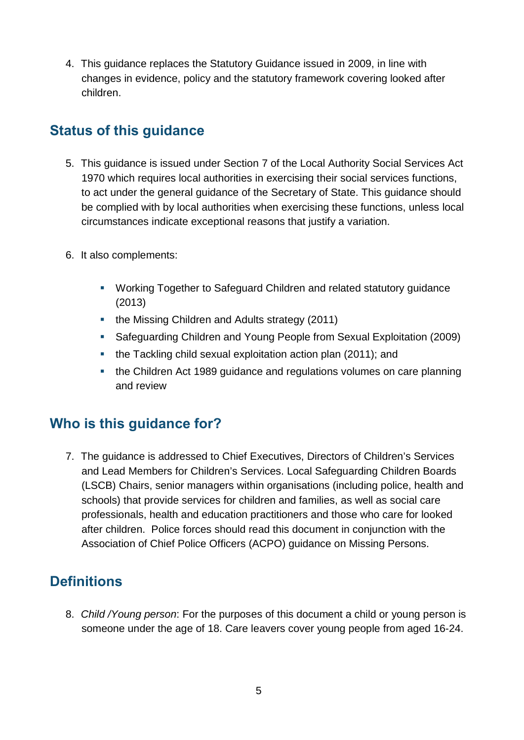4. This guidance replaces the Statutory Guidance issued in 2009, in line with changes in evidence, policy and the statutory framework covering looked after children.

## Status of this guidance

5. This guidance is issued under Section 7 of the Local Authority Social Services Act 1970 which requires local authorities in exercising their social services functions, to act under the general guidance of the Secretary of State. This guidance should be complied with by local authorities when exercising these functions, unless local circumstances indicate exceptional reasons that justify a variation.

6. It also complements:

   - Working Together to Safeguard Children and related statutory guidance (2013)
   - the Missing Children and Adults strategy (2011)
   - Safeguarding Children and Young People from Sexual Exploitation (2009)
   - the Tackling child sexual exploitation action plan (2011); and
   - the Children Act 1989 guidance and regulations volumes on care planning and review

## Who is this guidance for?

7. The guidance is addressed to Chief Executives, Directors of Children's Services and Lead Members for Children's Services. Local Safeguarding Children Boards (LSCB) Chairs, senior managers within organisations (including police, health and schools) that provide services for children and families, as well as social care professionals, health and education practitioners and those who care for looked after children. Police forces should read this document in conjunction with the Association of Chief Police Officers (ACPO) guidance on Missing Persons.

## Definitions

8. *Child /Young person*: For the purposes of this document a child or young person is someone under the age of 18. Care leavers cover young people from aged 16-24.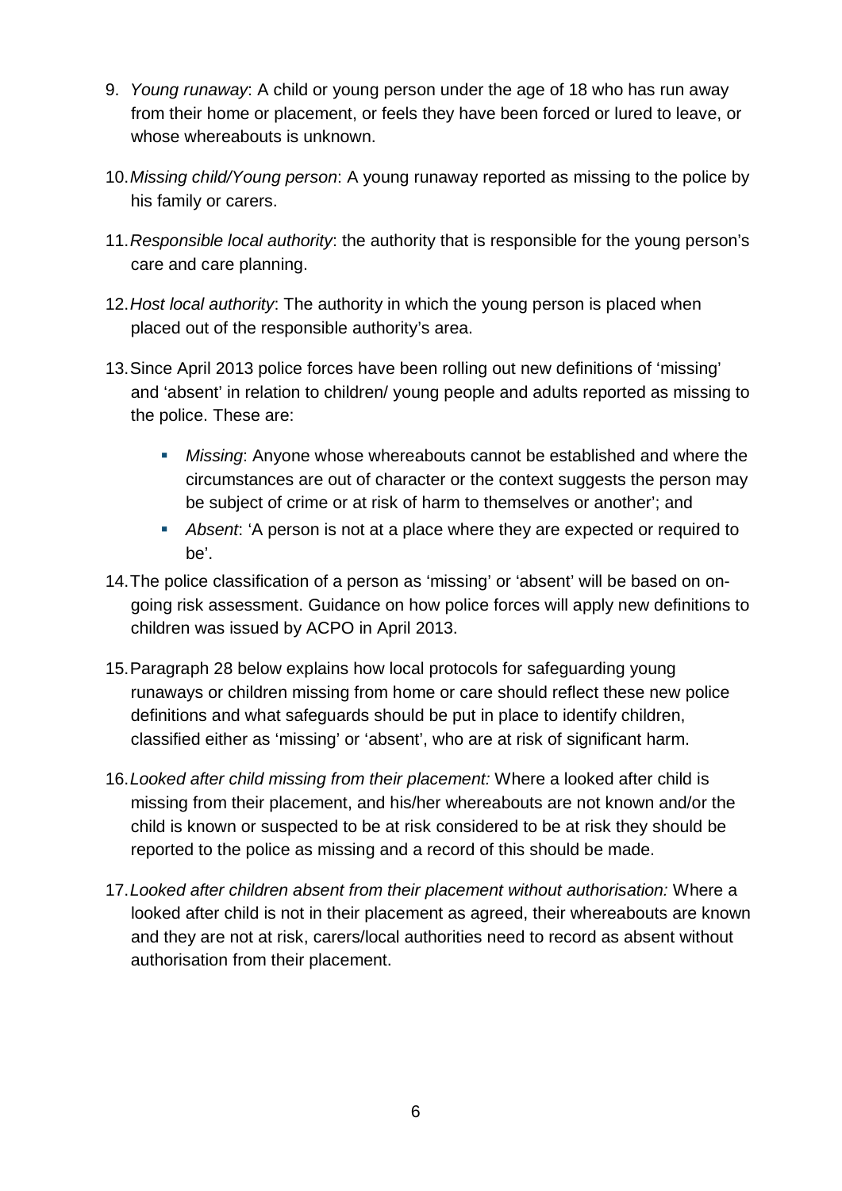9. *Young runaway*: A child or young person under the age of 18 who has run away from their home or placement, or feels they have been forced or lured to leave, or whose whereabouts is unknown.

10. *Missing child/Young person*: A young runaway reported as missing to the police by his family or carers.

11. *Responsible local authority*: the authority that is responsible for the young person's care and care planning.

12. *Host local authority*: The authority in which the young person is placed when placed out of the responsible authority's area.

13. Since April 2013 police forces have been rolling out new definitions of 'missing' and 'absent' in relation to children/ young people and adults reported as missing to the police. These are:

    - *Missing*: Anyone whose whereabouts cannot be established and where the circumstances are out of character or the context suggests the person may be subject of crime or at risk of harm to themselves or another'; and
    - *Absent*: 'A person is not at a place where they are expected or required to be'.

14. The police classification of a person as 'missing' or 'absent' will be based on on-going risk assessment. Guidance on how police forces will apply new definitions to children was issued by ACPO in April 2013.

15. Paragraph 28 below explains how local protocols for safeguarding young runaways or children missing from home or care should reflect these new police definitions and what safeguards should be put in place to identify children, classified either as 'missing' or 'absent', who are at risk of significant harm.

16. *Looked after child missing from their placement:* Where a looked after child is missing from their placement, and his/her whereabouts are not known and/or the child is known or suspected to be at risk considered to be at risk they should be reported to the police as missing and a record of this should be made.

17. *Looked after children absent from their placement without authorisation:* Where a looked after child is not in their placement as agreed, their whereabouts are known and they are not at risk, carers/local authorities need to record as absent without authorisation from their placement.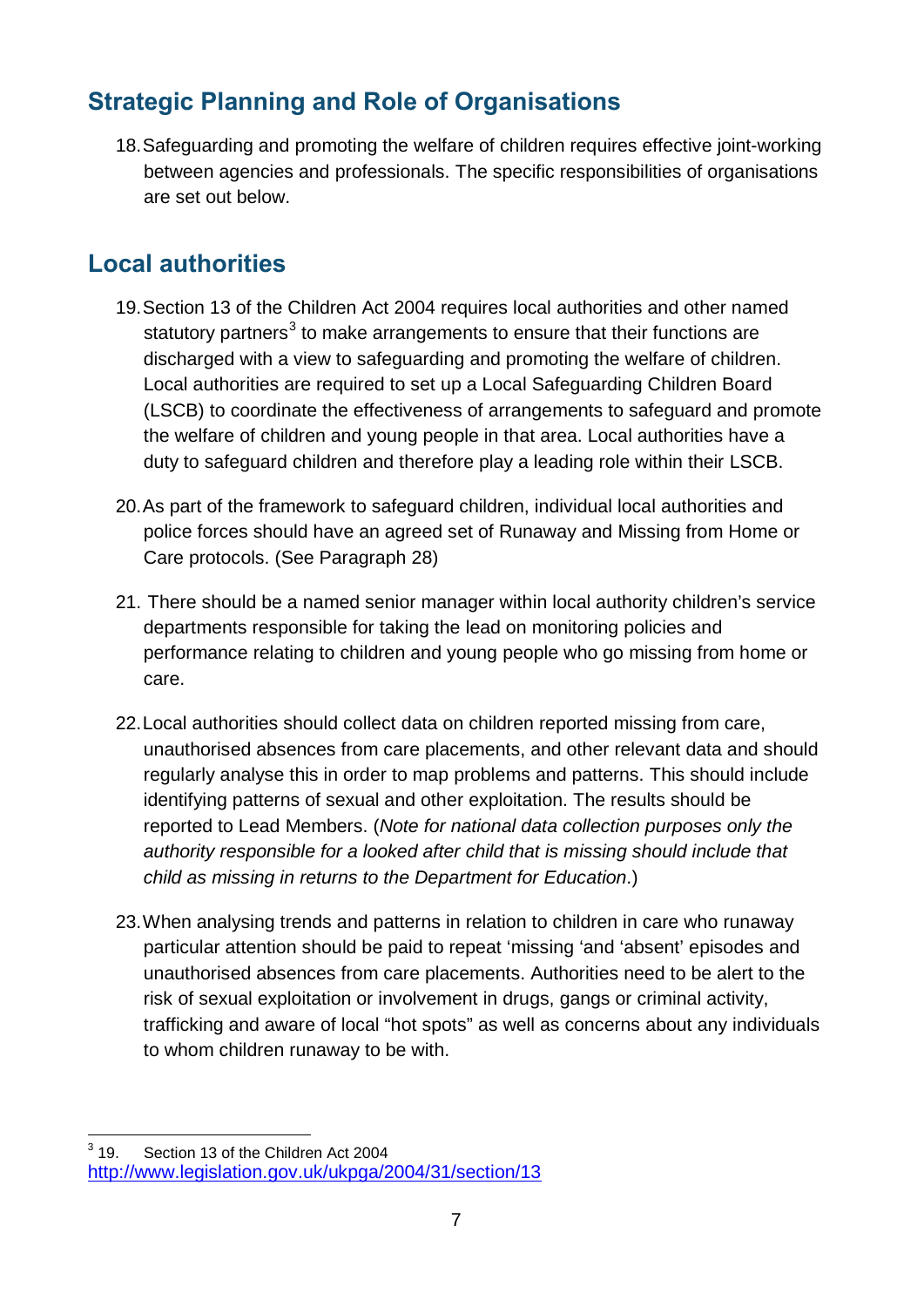## Strategic Planning and Role of Organisations

18. Safeguarding and promoting the welfare of children requires effective joint-working between agencies and professionals. The specific responsibilities of organisations are set out below.

## Local authorities

19. Section 13 of the Children Act 2004 requires local authorities and other named statutory partners[3] to make arrangements to ensure that their functions are discharged with a view to safeguarding and promoting the welfare of children. Local authorities are required to set up a Local Safeguarding Children Board (LSCB) to coordinate the effectiveness of arrangements to safeguard and promote the welfare of children and young people in that area. Local authorities have a duty to safeguard children and therefore play a leading role within their LSCB.

20. As part of the framework to safeguard children, individual local authorities and police forces should have an agreed set of Runaway and Missing from Home or Care protocols. (See Paragraph 28)

21. There should be a named senior manager within local authority children's service departments responsible for taking the lead on monitoring policies and performance relating to children and young people who go missing from home or care.

22. Local authorities should collect data on children reported missing from care, unauthorised absences from care placements, and other relevant data and should regularly analyse this in order to map problems and patterns. This should include identifying patterns of sexual and other exploitation. The results should be reported to Lead Members. (*Note for national data collection purposes only the authority responsible for a looked after child that is missing should include that child as missing in returns to the Department for Education*.)

23. When analysing trends and patterns in relation to children in care who runaway particular attention should be paid to repeat 'missing 'and 'absent' episodes and unauthorised absences from care placements. Authorities need to be alert to the risk of sexual exploitation or involvement in drugs, gangs or criminal activity, trafficking and aware of local "hot spots" as well as concerns about any individuals to whom children runaway to be with.

---

[3] 19. Section 13 of the Children Act 2004 http://www.legislation.gov.uk/ukpga/2004/31/section/13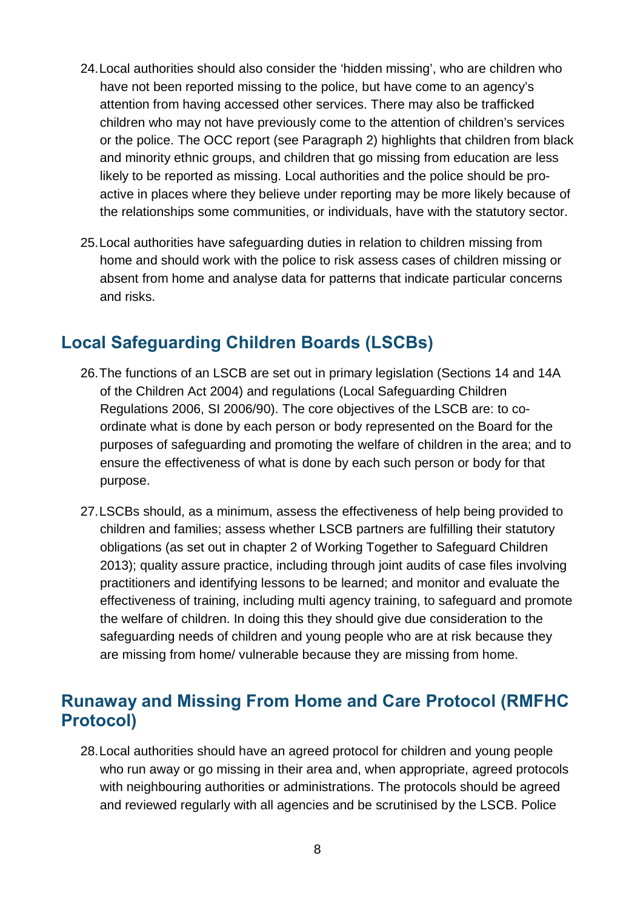24. Local authorities should also consider the 'hidden missing', who are children who have not been reported missing to the police, but have come to an agency's attention from having accessed other services. There may also be trafficked children who may not have previously come to the attention of children's services or the police. The OCC report (see Paragraph 2) highlights that children from black and minority ethnic groups, and children that go missing from education are less likely to be reported as missing. Local authorities and the police should be pro-active in places where they believe under reporting may be more likely because of the relationships some communities, or individuals, have with the statutory sector.

25. Local authorities have safeguarding duties in relation to children missing from home and should work with the police to risk assess cases of children missing or absent from home and analyse data for patterns that indicate particular concerns and risks.

## Local Safeguarding Children Boards (LSCBs)

26. The functions of an LSCB are set out in primary legislation (Sections 14 and 14A of the Children Act 2004) and regulations (Local Safeguarding Children Regulations 2006, SI 2006/90). The core objectives of the LSCB are: to co-ordinate what is done by each person or body represented on the Board for the purposes of safeguarding and promoting the welfare of children in the area; and to ensure the effectiveness of what is done by each such person or body for that purpose.

27. LSCBs should, as a minimum, assess the effectiveness of help being provided to children and families; assess whether LSCB partners are fulfilling their statutory obligations (as set out in chapter 2 of Working Together to Safeguard Children 2013); quality assure practice, including through joint audits of case files involving practitioners and identifying lessons to be learned; and monitor and evaluate the effectiveness of training, including multi agency training, to safeguard and promote the welfare of children. In doing this they should give due consideration to the safeguarding needs of children and young people who are at risk because they are missing from home/ vulnerable because they are missing from home.

## Runaway and Missing From Home and Care Protocol (RMFHC Protocol)

28. Local authorities should have an agreed protocol for children and young people who run away or go missing in their area and, when appropriate, agreed protocols with neighbouring authorities or administrations. The protocols should be agreed and reviewed regularly with all agencies and be scrutinised by the LSCB. Police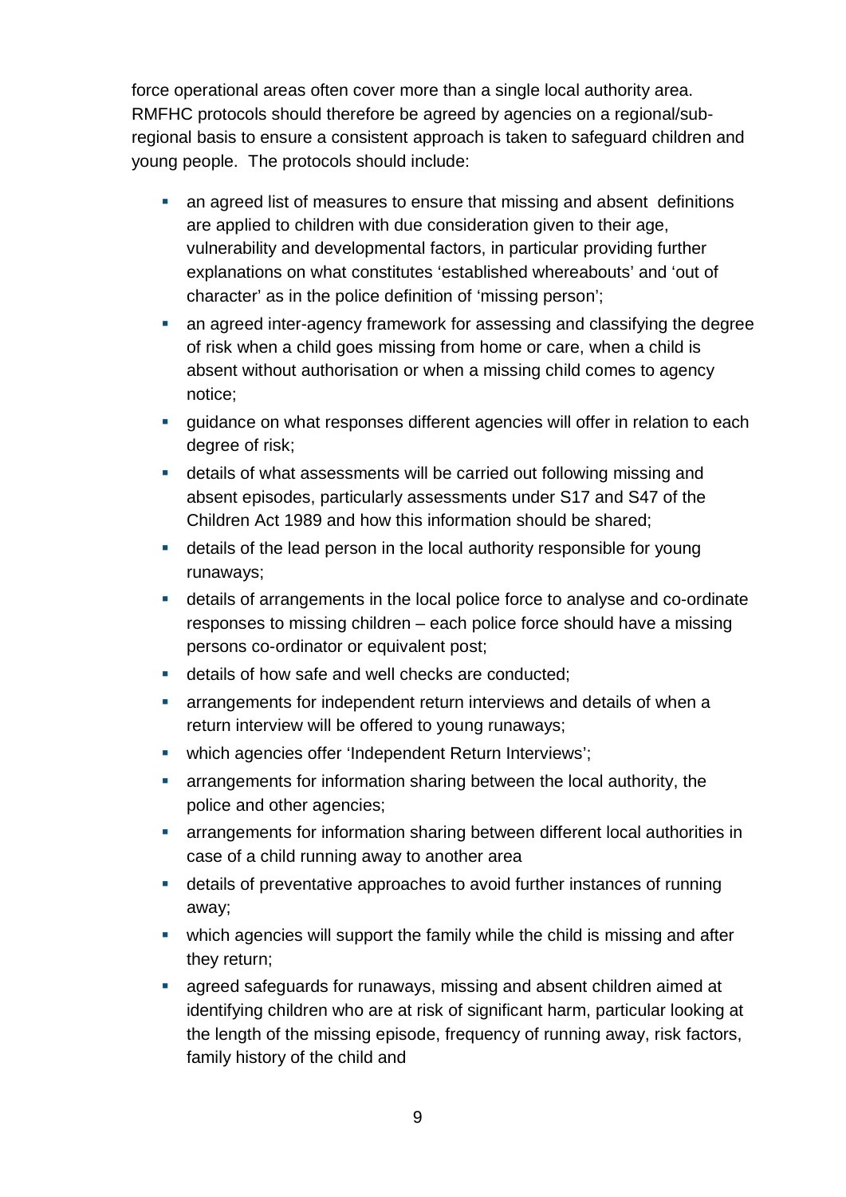force operational areas often cover more than a single local authority area. RMFHC protocols should therefore be agreed by agencies on a regional/sub-regional basis to ensure a consistent approach is taken to safeguard children and young people. The protocols should include:

- an agreed list of measures to ensure that missing and absent definitions are applied to children with due consideration given to their age, vulnerability and developmental factors, in particular providing further explanations on what constitutes 'established whereabouts' and 'out of character' as in the police definition of 'missing person';
- an agreed inter-agency framework for assessing and classifying the degree of risk when a child goes missing from home or care, when a child is absent without authorisation or when a missing child comes to agency notice;
- guidance on what responses different agencies will offer in relation to each degree of risk;
- details of what assessments will be carried out following missing and absent episodes, particularly assessments under S17 and S47 of the Children Act 1989 and how this information should be shared;
- details of the lead person in the local authority responsible for young runaways;
- details of arrangements in the local police force to analyse and co-ordinate responses to missing children – each police force should have a missing persons co-ordinator or equivalent post;
- details of how safe and well checks are conducted;
- arrangements for independent return interviews and details of when a return interview will be offered to young runaways;
- which agencies offer 'Independent Return Interviews';
- arrangements for information sharing between the local authority, the police and other agencies;
- arrangements for information sharing between different local authorities in case of a child running away to another area
- details of preventative approaches to avoid further instances of running away;
- which agencies will support the family while the child is missing and after they return;
- agreed safeguards for runaways, missing and absent children aimed at identifying children who are at risk of significant harm, particular looking at the length of the missing episode, frequency of running away, risk factors, family history of the child and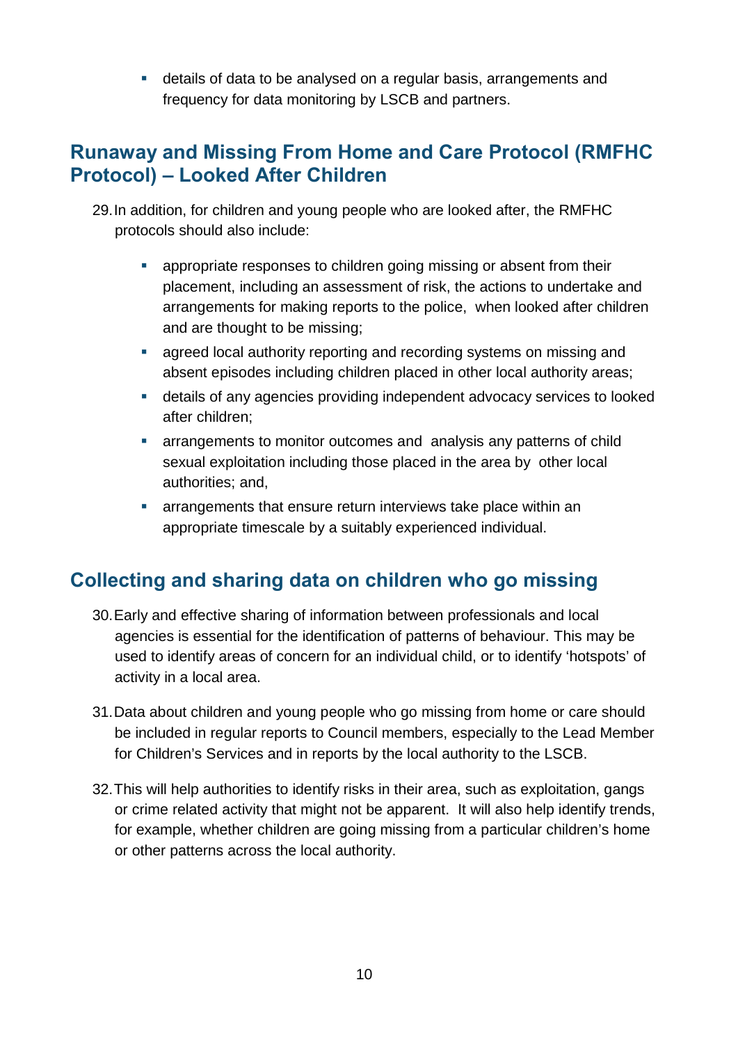- details of data to be analysed on a regular basis, arrangements and frequency for data monitoring by LSCB and partners.

## Runaway and Missing From Home and Care Protocol (RMFHC Protocol) – Looked After Children

29. In addition, for children and young people who are looked after, the RMFHC protocols should also include:

    - appropriate responses to children going missing or absent from their placement, including an assessment of risk, the actions to undertake and arrangements for making reports to the police,  when looked after children and are thought to be missing;
    - agreed local authority reporting and recording systems on missing and absent episodes including children placed in other local authority areas;
    - details of any agencies providing independent advocacy services to looked after children;
    - arrangements to monitor outcomes and  analysis any patterns of child sexual exploitation including those placed in the area by  other local authorities; and,
    - arrangements that ensure return interviews take place within an appropriate timescale by a suitably experienced individual.

## Collecting and sharing data on children who go missing

30. Early and effective sharing of information between professionals and local agencies is essential for the identification of patterns of behaviour. This may be used to identify areas of concern for an individual child, or to identify 'hotspots' of activity in a local area.

31. Data about children and young people who go missing from home or care should be included in regular reports to Council members, especially to the Lead Member for Children's Services and in reports by the local authority to the LSCB.

32. This will help authorities to identify risks in their area, such as exploitation, gangs or crime related activity that might not be apparent.  It will also help identify trends, for example, whether children are going missing from a particular children's home or other patterns across the local authority.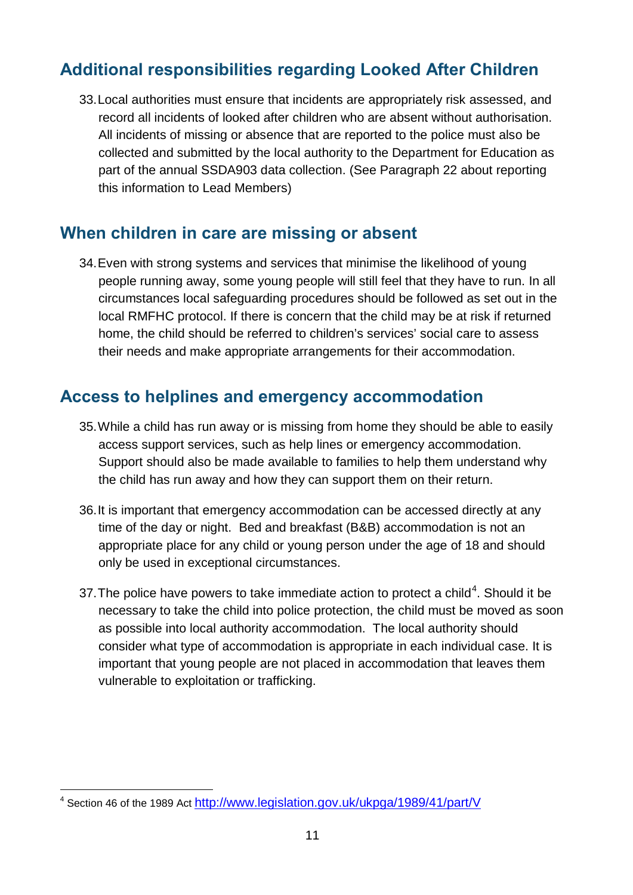## Additional responsibilities regarding Looked After Children

33. Local authorities must ensure that incidents are appropriately risk assessed, and record all incidents of looked after children who are absent without authorisation. All incidents of missing or absence that are reported to the police must also be collected and submitted by the local authority to the Department for Education as part of the annual SSDA903 data collection. (See Paragraph 22 about reporting this information to Lead Members)

## When children in care are missing or absent

34. Even with strong systems and services that minimise the likelihood of young people running away, some young people will still feel that they have to run. In all circumstances local safeguarding procedures should be followed as set out in the local RMFHC protocol. If there is concern that the child may be at risk if returned home, the child should be referred to children's services' social care to assess their needs and make appropriate arrangements for their accommodation.

## Access to helplines and emergency accommodation

35. While a child has run away or is missing from home they should be able to easily access support services, such as help lines or emergency accommodation. Support should also be made available to families to help them understand why the child has run away and how they can support them on their return.

36. It is important that emergency accommodation can be accessed directly at any time of the day or night. Bed and breakfast (B&B) accommodation is not an appropriate place for any child or young person under the age of 18 and should only be used in exceptional circumstances.

37. The police have powers to take immediate action to protect a child[4]. Should it be necessary to take the child into police protection, the child must be moved as soon as possible into local authority accommodation. The local authority should consider what type of accommodation is appropriate in each individual case. It is important that young people are not placed in accommodation that leaves them vulnerable to exploitation or trafficking.

[4] Section 46 of the 1989 Act http://www.legislation.gov.uk/ukpga/1989/41/part/V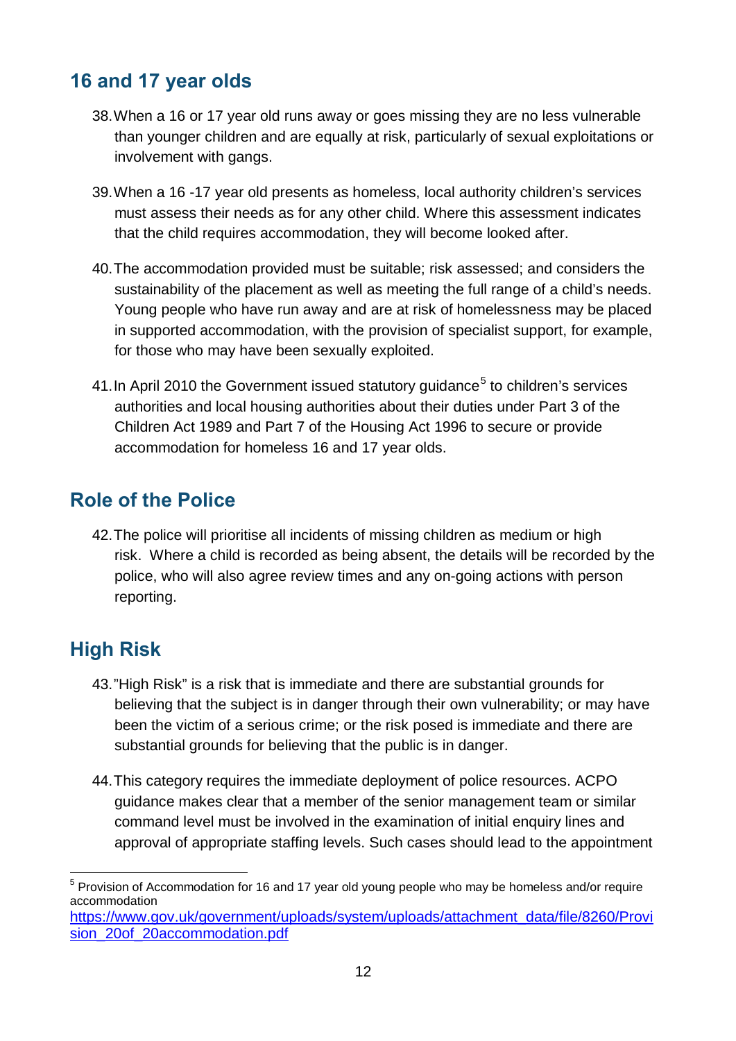## 16 and 17 year olds

38. When a 16 or 17 year old runs away or goes missing they are no less vulnerable than younger children and are equally at risk, particularly of sexual exploitations or involvement with gangs.

39. When a 16 -17 year old presents as homeless, local authority children's services must assess their needs as for any other child. Where this assessment indicates that the child requires accommodation, they will become looked after.

40. The accommodation provided must be suitable; risk assessed; and considers the sustainability of the placement as well as meeting the full range of a child's needs. Young people who have run away and are at risk of homelessness may be placed in supported accommodation, with the provision of specialist support, for example, for those who may have been sexually exploited.

41. In April 2010 the Government issued statutory guidance[5] to children's services authorities and local housing authorities about their duties under Part 3 of the Children Act 1989 and Part 7 of the Housing Act 1996 to secure or provide accommodation for homeless 16 and 17 year olds.

## Role of the Police

42. The police will prioritise all incidents of missing children as medium or high risk. Where a child is recorded as being absent, the details will be recorded by the police, who will also agree review times and any on-going actions with person reporting.

## High Risk

43. "High Risk" is a risk that is immediate and there are substantial grounds for believing that the subject is in danger through their own vulnerability; or may have been the victim of a serious crime; or the risk posed is immediate and there are substantial grounds for believing that the public is in danger.

44. This category requires the immediate deployment of police resources. ACPO guidance makes clear that a member of the senior management team or similar command level must be involved in the examination of initial enquiry lines and approval of appropriate staffing levels. Such cases should lead to the appointment

---

[5] Provision of Accommodation for 16 and 17 year old young people who may be homeless and/or require accommodation [https://www.gov.uk/government/uploads/system/uploads/attachment_data/file/8260/Provision_20of_20accommodation.pdf](https://www.gov.uk/government/uploads/system/uploads/attachment_data/file/8260/Provision_20of_20accommodation.pdf)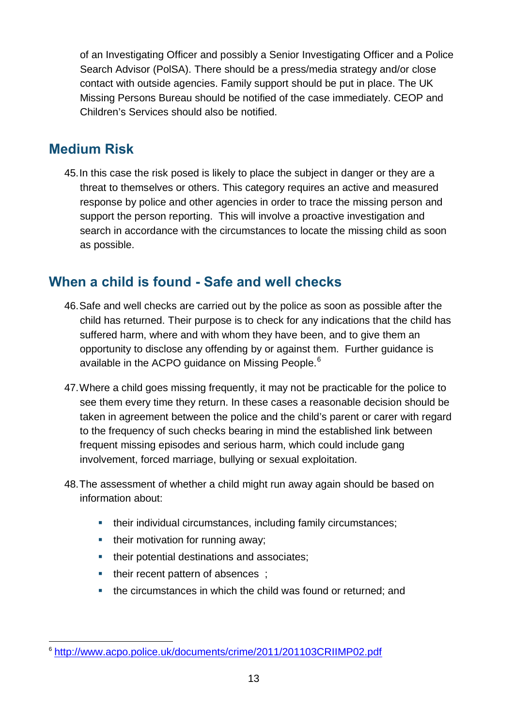of an Investigating Officer and possibly a Senior Investigating Officer and a Police Search Advisor (PolSA). There should be a press/media strategy and/or close contact with outside agencies. Family support should be put in place. The UK Missing Persons Bureau should be notified of the case immediately. CEOP and Children's Services should also be notified.

## Medium Risk

45. In this case the risk posed is likely to place the subject in danger or they are a threat to themselves or others. This category requires an active and measured response by police and other agencies in order to trace the missing person and support the person reporting. This will involve a proactive investigation and search in accordance with the circumstances to locate the missing child as soon as possible.

## When a child is found - Safe and well checks

46. Safe and well checks are carried out by the police as soon as possible after the child has returned. Their purpose is to check for any indications that the child has suffered harm, where and with whom they have been, and to give them an opportunity to disclose any offending by or against them. Further guidance is available in the ACPO guidance on Missing People.[6]

47. Where a child goes missing frequently, it may not be practicable for the police to see them every time they return. In these cases a reasonable decision should be taken in agreement between the police and the child's parent or carer with regard to the frequency of such checks bearing in mind the established link between frequent missing episodes and serious harm, which could include gang involvement, forced marriage, bullying or sexual exploitation.

48. The assessment of whether a child might run away again should be based on information about:

- their individual circumstances, including family circumstances;
- their motivation for running away;
- their potential destinations and associates;
- their recent pattern of absences ;
- the circumstances in which the child was found or returned; and

---

[6] http://www.acpo.police.uk/documents/crime/2011/201103CRIIMP02.pdf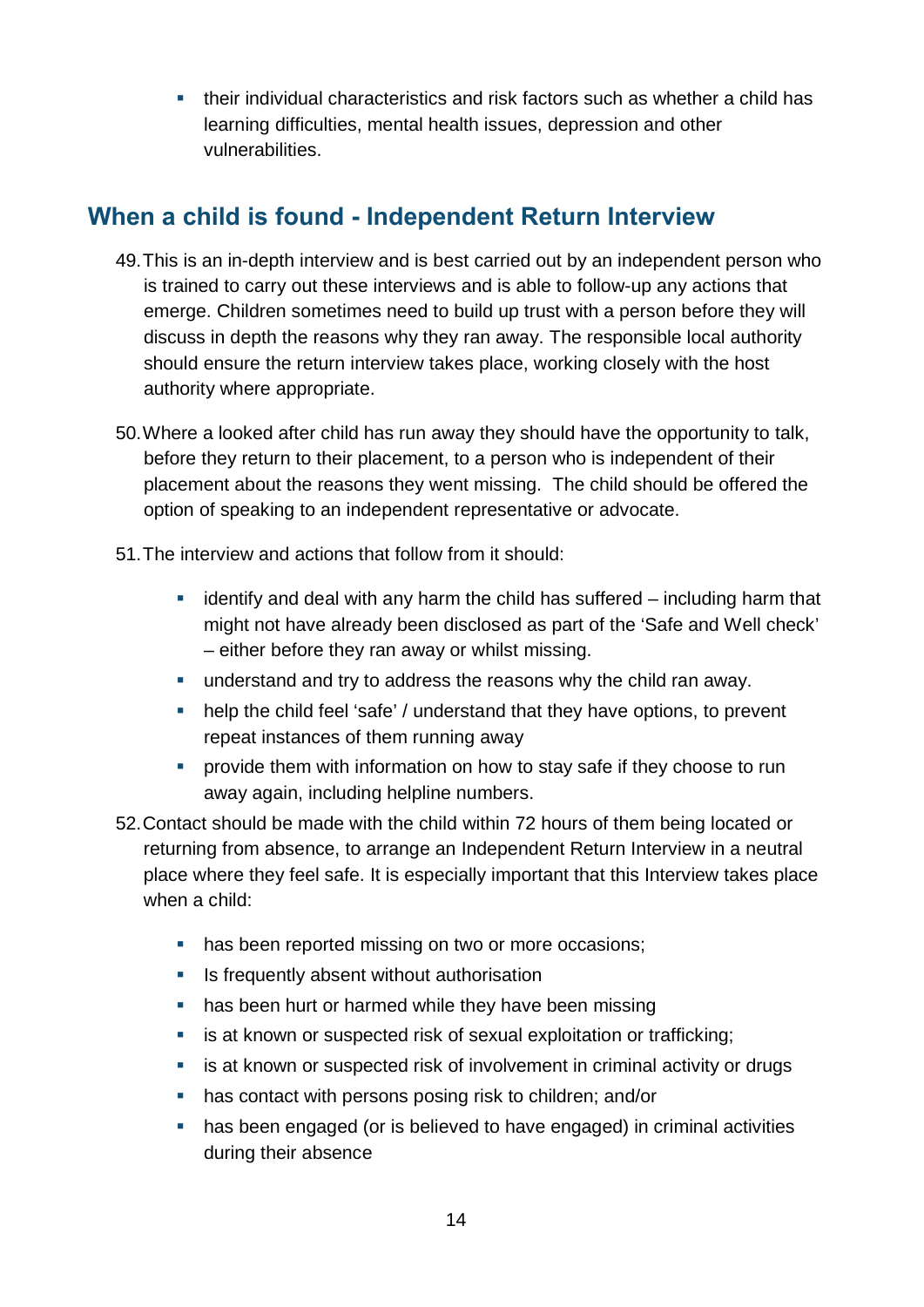- their individual characteristics and risk factors such as whether a child has learning difficulties, mental health issues, depression and other vulnerabilities.

## When a child is found - Independent Return Interview

49. This is an in-depth interview and is best carried out by an independent person who is trained to carry out these interviews and is able to follow-up any actions that emerge. Children sometimes need to build up trust with a person before they will discuss in depth the reasons why they ran away. The responsible local authority should ensure the return interview takes place, working closely with the host authority where appropriate.

50. Where a looked after child has run away they should have the opportunity to talk, before they return to their placement, to a person who is independent of their placement about the reasons they went missing. The child should be offered the option of speaking to an independent representative or advocate.

51. The interview and actions that follow from it should:

    - identify and deal with any harm the child has suffered – including harm that might not have already been disclosed as part of the 'Safe and Well check' – either before they ran away or whilst missing.
    - understand and try to address the reasons why the child ran away.
    - help the child feel 'safe' / understand that they have options, to prevent repeat instances of them running away
    - provide them with information on how to stay safe if they choose to run away again, including helpline numbers.

52. Contact should be made with the child within 72 hours of them being located or returning from absence, to arrange an Independent Return Interview in a neutral place where they feel safe. It is especially important that this Interview takes place when a child:

    - has been reported missing on two or more occasions;
    - Is frequently absent without authorisation
    - has been hurt or harmed while they have been missing
    - is at known or suspected risk of sexual exploitation or trafficking;
    - is at known or suspected risk of involvement in criminal activity or drugs
    - has contact with persons posing risk to children; and/or
    - has been engaged (or is believed to have engaged) in criminal activities during their absence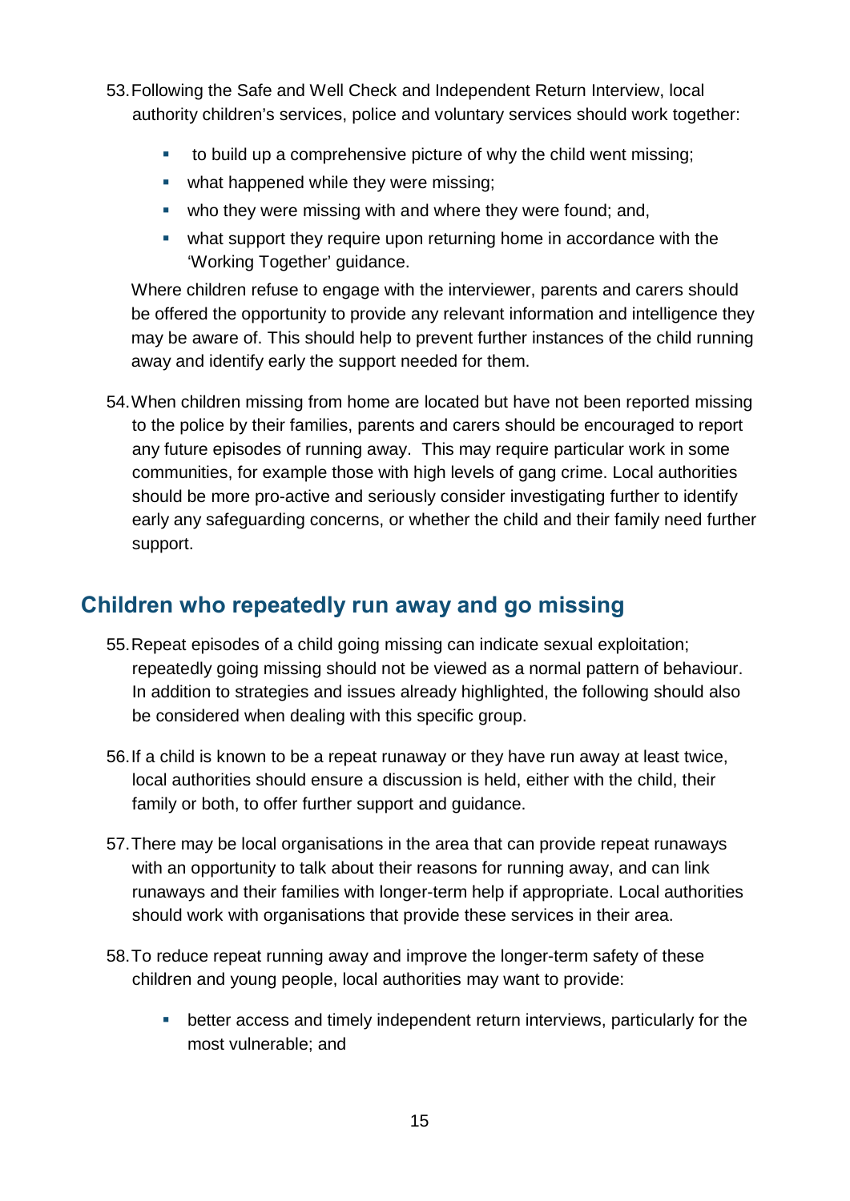53. Following the Safe and Well Check and Independent Return Interview, local authority children's services, police and voluntary services should work together:

    - to build up a comprehensive picture of why the child went missing;
    - what happened while they were missing;
    - who they were missing with and where they were found; and,
    - what support they require upon returning home in accordance with the 'Working Together' guidance.

    Where children refuse to engage with the interviewer, parents and carers should be offered the opportunity to provide any relevant information and intelligence they may be aware of. This should help to prevent further instances of the child running away and identify early the support needed for them.

54. When children missing from home are located but have not been reported missing to the police by their families, parents and carers should be encouraged to report any future episodes of running away. This may require particular work in some communities, for example those with high levels of gang crime. Local authorities should be more pro-active and seriously consider investigating further to identify early any safeguarding concerns, or whether the child and their family need further support.

## Children who repeatedly run away and go missing

55. Repeat episodes of a child going missing can indicate sexual exploitation; repeatedly going missing should not be viewed as a normal pattern of behaviour. In addition to strategies and issues already highlighted, the following should also be considered when dealing with this specific group.

56. If a child is known to be a repeat runaway or they have run away at least twice, local authorities should ensure a discussion is held, either with the child, their family or both, to offer further support and guidance.

57. There may be local organisations in the area that can provide repeat runaways with an opportunity to talk about their reasons for running away, and can link runaways and their families with longer-term help if appropriate. Local authorities should work with organisations that provide these services in their area.

58. To reduce repeat running away and improve the longer-term safety of these children and young people, local authorities may want to provide:

    - better access and timely independent return interviews, particularly for the most vulnerable; and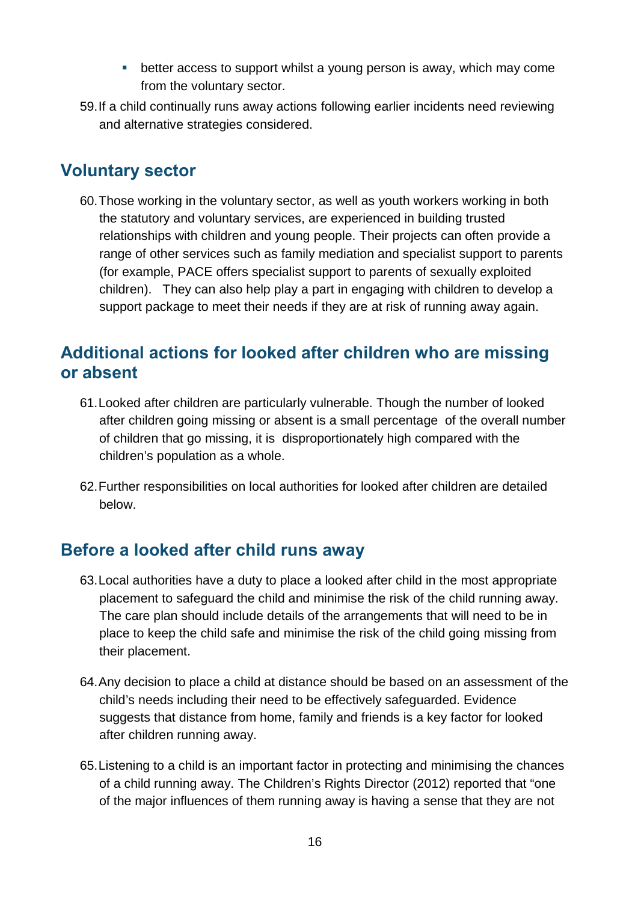- better access to support whilst a young person is away, which may come from the voluntary sector.

59. If a child continually runs away actions following earlier incidents need reviewing and alternative strategies considered.

## Voluntary sector

60. Those working in the voluntary sector, as well as youth workers working in both the statutory and voluntary services, are experienced in building trusted relationships with children and young people. Their projects can often provide a range of other services such as family mediation and specialist support to parents (for example, PACE offers specialist support to parents of sexually exploited children). They can also help play a part in engaging with children to develop a support package to meet their needs if they are at risk of running away again.

## Additional actions for looked after children who are missing or absent

61. Looked after children are particularly vulnerable. Though the number of looked after children going missing or absent is a small percentage of the overall number of children that go missing, it is disproportionately high compared with the children's population as a whole.

62. Further responsibilities on local authorities for looked after children are detailed below.

## Before a looked after child runs away

63. Local authorities have a duty to place a looked after child in the most appropriate placement to safeguard the child and minimise the risk of the child running away. The care plan should include details of the arrangements that will need to be in place to keep the child safe and minimise the risk of the child going missing from their placement.

64. Any decision to place a child at distance should be based on an assessment of the child's needs including their need to be effectively safeguarded. Evidence suggests that distance from home, family and friends is a key factor for looked after children running away.

65. Listening to a child is an important factor in protecting and minimising the chances of a child running away. The Children's Rights Director (2012) reported that "one of the major influences of them running away is having a sense that they are not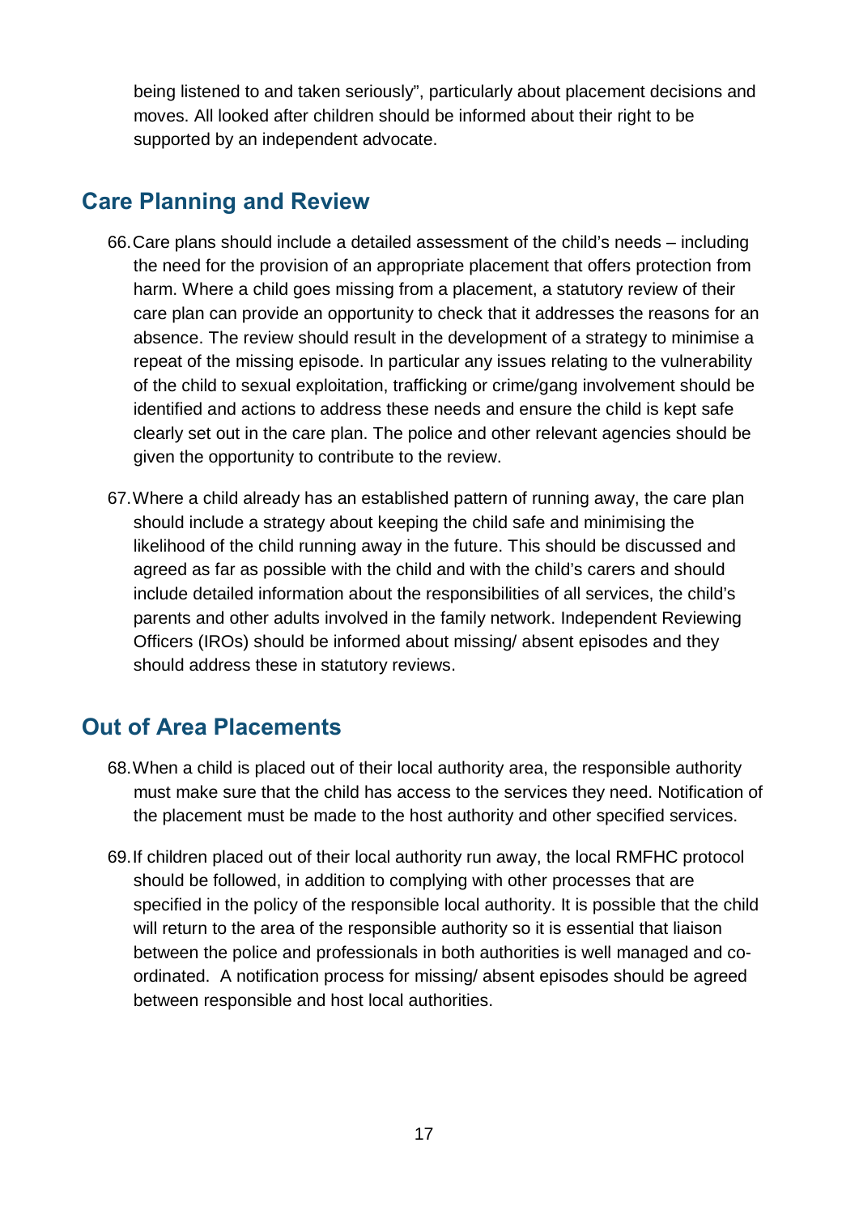being listened to and taken seriously", particularly about placement decisions and moves. All looked after children should be informed about their right to be supported by an independent advocate.

## Care Planning and Review

66. Care plans should include a detailed assessment of the child's needs – including the need for the provision of an appropriate placement that offers protection from harm. Where a child goes missing from a placement, a statutory review of their care plan can provide an opportunity to check that it addresses the reasons for an absence. The review should result in the development of a strategy to minimise a repeat of the missing episode. In particular any issues relating to the vulnerability of the child to sexual exploitation, trafficking or crime/gang involvement should be identified and actions to address these needs and ensure the child is kept safe clearly set out in the care plan. The police and other relevant agencies should be given the opportunity to contribute to the review.

67. Where a child already has an established pattern of running away, the care plan should include a strategy about keeping the child safe and minimising the likelihood of the child running away in the future. This should be discussed and agreed as far as possible with the child and with the child's carers and should include detailed information about the responsibilities of all services, the child's parents and other adults involved in the family network. Independent Reviewing Officers (IROs) should be informed about missing/ absent episodes and they should address these in statutory reviews.

## Out of Area Placements

68. When a child is placed out of their local authority area, the responsible authority must make sure that the child has access to the services they need. Notification of the placement must be made to the host authority and other specified services.

69. If children placed out of their local authority run away, the local RMFHC protocol should be followed, in addition to complying with other processes that are specified in the policy of the responsible local authority. It is possible that the child will return to the area of the responsible authority so it is essential that liaison between the police and professionals in both authorities is well managed and co-ordinated. A notification process for missing/ absent episodes should be agreed between responsible and host local authorities.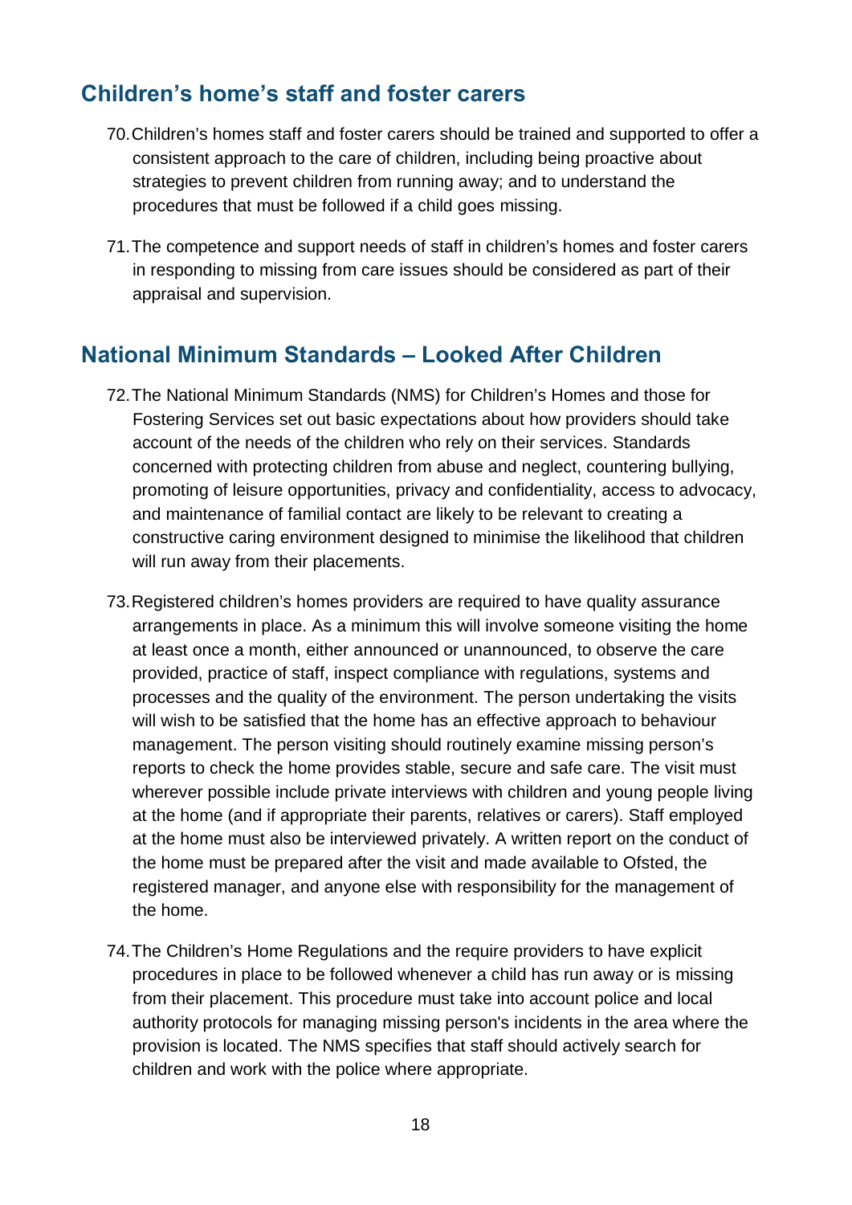## Children's home's staff and foster carers

70. Children's homes staff and foster carers should be trained and supported to offer a consistent approach to the care of children, including being proactive about strategies to prevent children from running away; and to understand the procedures that must be followed if a child goes missing.

71. The competence and support needs of staff in children's homes and foster carers in responding to missing from care issues should be considered as part of their appraisal and supervision.

## National Minimum Standards – Looked After Children

72. The National Minimum Standards (NMS) for Children's Homes and those for Fostering Services set out basic expectations about how providers should take account of the needs of the children who rely on their services. Standards concerned with protecting children from abuse and neglect, countering bullying, promoting of leisure opportunities, privacy and confidentiality, access to advocacy, and maintenance of familial contact are likely to be relevant to creating a constructive caring environment designed to minimise the likelihood that children will run away from their placements.

73. Registered children's homes providers are required to have quality assurance arrangements in place. As a minimum this will involve someone visiting the home at least once a month, either announced or unannounced, to observe the care provided, practice of staff, inspect compliance with regulations, systems and processes and the quality of the environment. The person undertaking the visits will wish to be satisfied that the home has an effective approach to behaviour management. The person visiting should routinely examine missing person's reports to check the home provides stable, secure and safe care. The visit must wherever possible include private interviews with children and young people living at the home (and if appropriate their parents, relatives or carers). Staff employed at the home must also be interviewed privately. A written report on the conduct of the home must be prepared after the visit and made available to Ofsted, the registered manager, and anyone else with responsibility for the management of the home.

74. The Children's Home Regulations and the require providers to have explicit procedures in place to be followed whenever a child has run away or is missing from their placement. This procedure must take into account police and local authority protocols for managing missing person's incidents in the area where the provision is located. The NMS specifies that staff should actively search for children and work with the police where appropriate.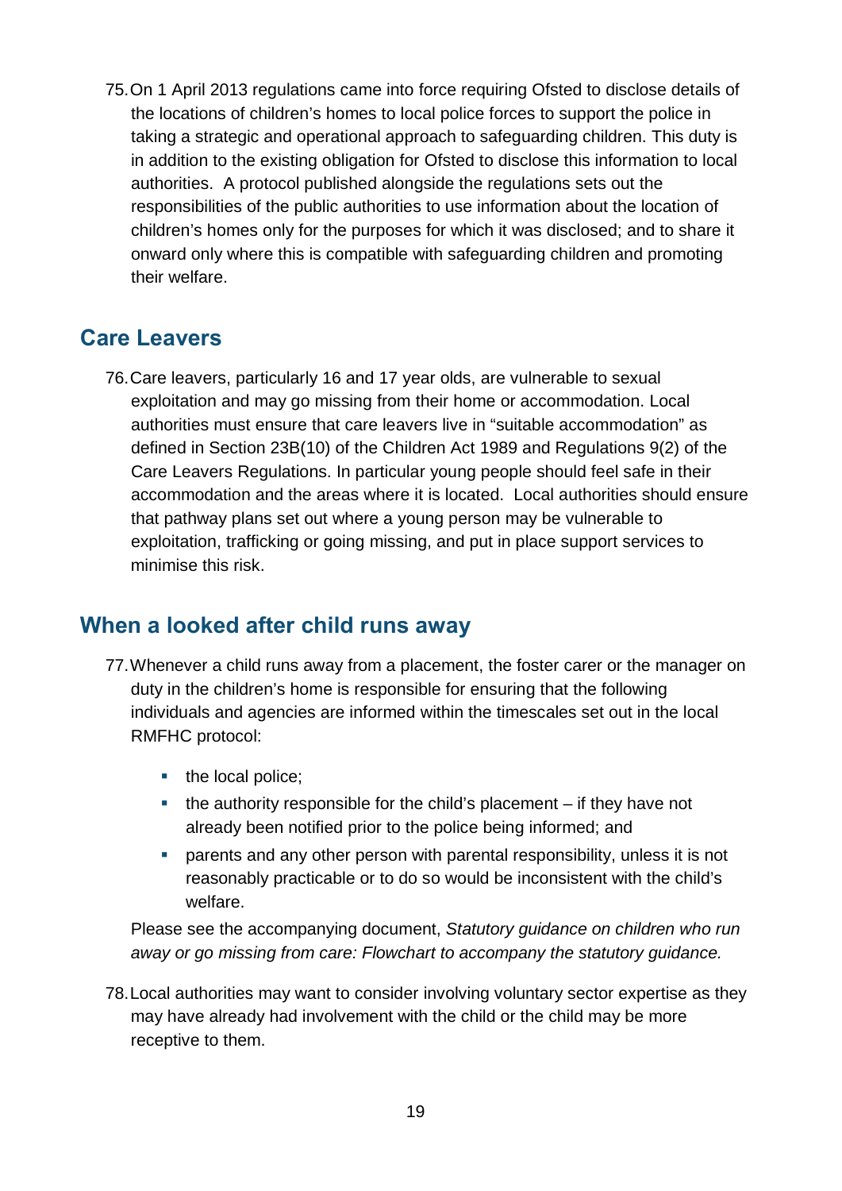75. On 1 April 2013 regulations came into force requiring Ofsted to disclose details of the locations of children's homes to local police forces to support the police in taking a strategic and operational approach to safeguarding children. This duty is in addition to the existing obligation for Ofsted to disclose this information to local authorities. A protocol published alongside the regulations sets out the responsibilities of the public authorities to use information about the location of children's homes only for the purposes for which it was disclosed; and to share it onward only where this is compatible with safeguarding children and promoting their welfare.

## Care Leavers

76. Care leavers, particularly 16 and 17 year olds, are vulnerable to sexual exploitation and may go missing from their home or accommodation. Local authorities must ensure that care leavers live in "suitable accommodation" as defined in Section 23B(10) of the Children Act 1989 and Regulations 9(2) of the Care Leavers Regulations. In particular young people should feel safe in their accommodation and the areas where it is located. Local authorities should ensure that pathway plans set out where a young person may be vulnerable to exploitation, trafficking or going missing, and put in place support services to minimise this risk.

## When a looked after child runs away

77. Whenever a child runs away from a placement, the foster carer or the manager on duty in the children's home is responsible for ensuring that the following individuals and agencies are informed within the timescales set out in the local RMFHC protocol:

   - the local police;
   - the authority responsible for the child's placement – if they have not already been notified prior to the police being informed; and
   - parents and any other person with parental responsibility, unless it is not reasonably practicable or to do so would be inconsistent with the child's welfare.

   Please see the accompanying document, *Statutory guidance on children who run away or go missing from care: Flowchart to accompany the statutory guidance.*

78. Local authorities may want to consider involving voluntary sector expertise as they may have already had involvement with the child or the child may be more receptive to them.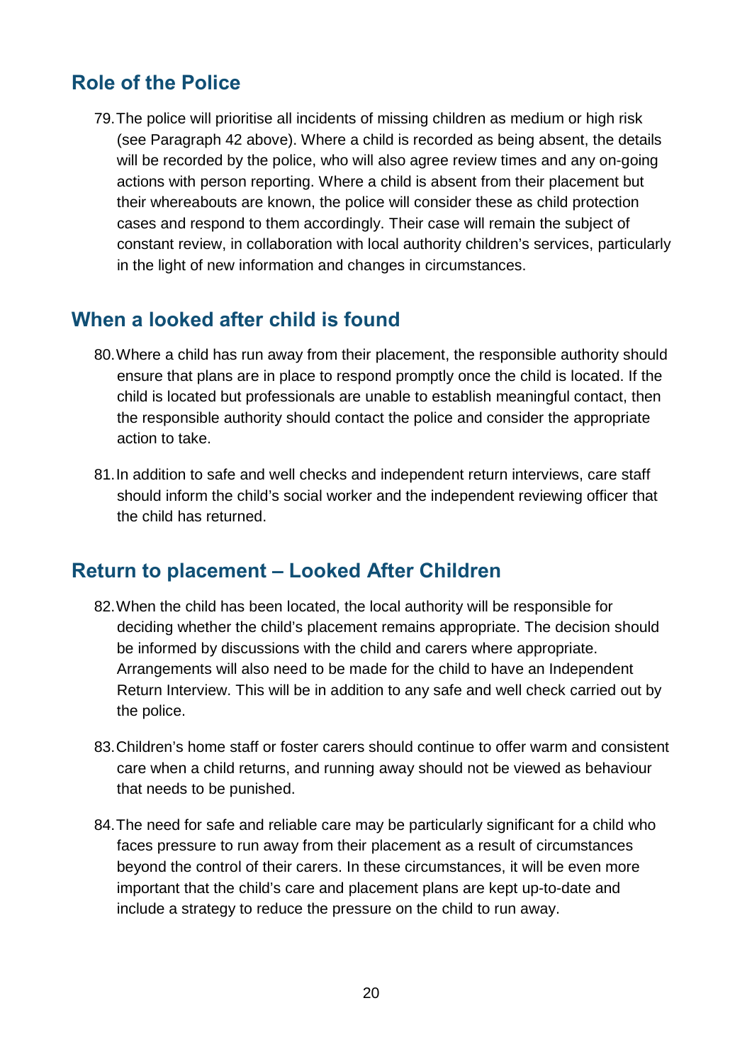## Role of the Police

79. The police will prioritise all incidents of missing children as medium or high risk (see Paragraph 42 above). Where a child is recorded as being absent, the details will be recorded by the police, who will also agree review times and any on-going actions with person reporting. Where a child is absent from their placement but their whereabouts are known, the police will consider these as child protection cases and respond to them accordingly. Their case will remain the subject of constant review, in collaboration with local authority children's services, particularly in the light of new information and changes in circumstances.

## When a looked after child is found

80. Where a child has run away from their placement, the responsible authority should ensure that plans are in place to respond promptly once the child is located. If the child is located but professionals are unable to establish meaningful contact, then the responsible authority should contact the police and consider the appropriate action to take.

81. In addition to safe and well checks and independent return interviews, care staff should inform the child's social worker and the independent reviewing officer that the child has returned.

## Return to placement – Looked After Children

82. When the child has been located, the local authority will be responsible for deciding whether the child's placement remains appropriate. The decision should be informed by discussions with the child and carers where appropriate. Arrangements will also need to be made for the child to have an Independent Return Interview. This will be in addition to any safe and well check carried out by the police.

83. Children's home staff or foster carers should continue to offer warm and consistent care when a child returns, and running away should not be viewed as behaviour that needs to be punished.

84. The need for safe and reliable care may be particularly significant for a child who faces pressure to run away from their placement as a result of circumstances beyond the control of their carers. In these circumstances, it will be even more important that the child's care and placement plans are kept up-to-date and include a strategy to reduce the pressure on the child to run away.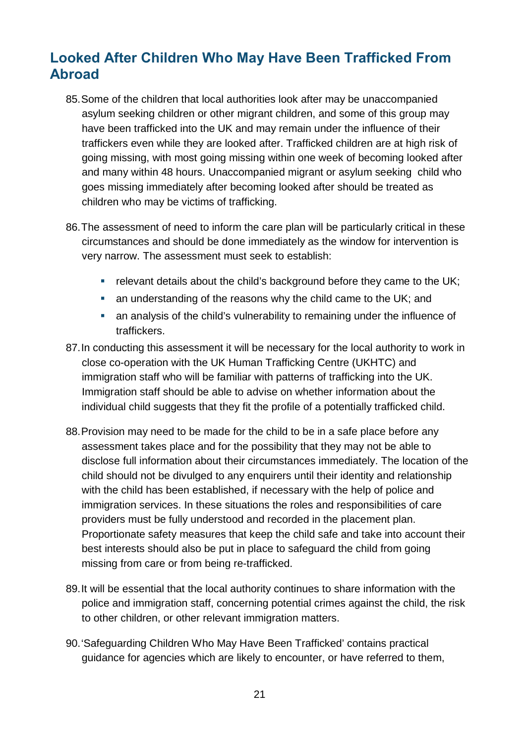## Looked After Children Who May Have Been Trafficked From Abroad

85. Some of the children that local authorities look after may be unaccompanied asylum seeking children or other migrant children, and some of this group may have been trafficked into the UK and may remain under the influence of their traffickers even while they are looked after. Trafficked children are at high risk of going missing, with most going missing within one week of becoming looked after and many within 48 hours. Unaccompanied migrant or asylum seeking child who goes missing immediately after becoming looked after should be treated as children who may be victims of trafficking.

86. The assessment of need to inform the care plan will be particularly critical in these circumstances and should be done immediately as the window for intervention is very narrow. The assessment must seek to establish:

    - relevant details about the child's background before they came to the UK;
    - an understanding of the reasons why the child came to the UK; and
    - an analysis of the child's vulnerability to remaining under the influence of traffickers.

87. In conducting this assessment it will be necessary for the local authority to work in close co-operation with the UK Human Trafficking Centre (UKHTC) and immigration staff who will be familiar with patterns of trafficking into the UK. Immigration staff should be able to advise on whether information about the individual child suggests that they fit the profile of a potentially trafficked child.

88. Provision may need to be made for the child to be in a safe place before any assessment takes place and for the possibility that they may not be able to disclose full information about their circumstances immediately. The location of the child should not be divulged to any enquirers until their identity and relationship with the child has been established, if necessary with the help of police and immigration services. In these situations the roles and responsibilities of care providers must be fully understood and recorded in the placement plan. Proportionate safety measures that keep the child safe and take into account their best interests should also be put in place to safeguard the child from going missing from care or from being re-trafficked.

89. It will be essential that the local authority continues to share information with the police and immigration staff, concerning potential crimes against the child, the risk to other children, or other relevant immigration matters.

90. 'Safeguarding Children Who May Have Been Trafficked' contains practical guidance for agencies which are likely to encounter, or have referred to them,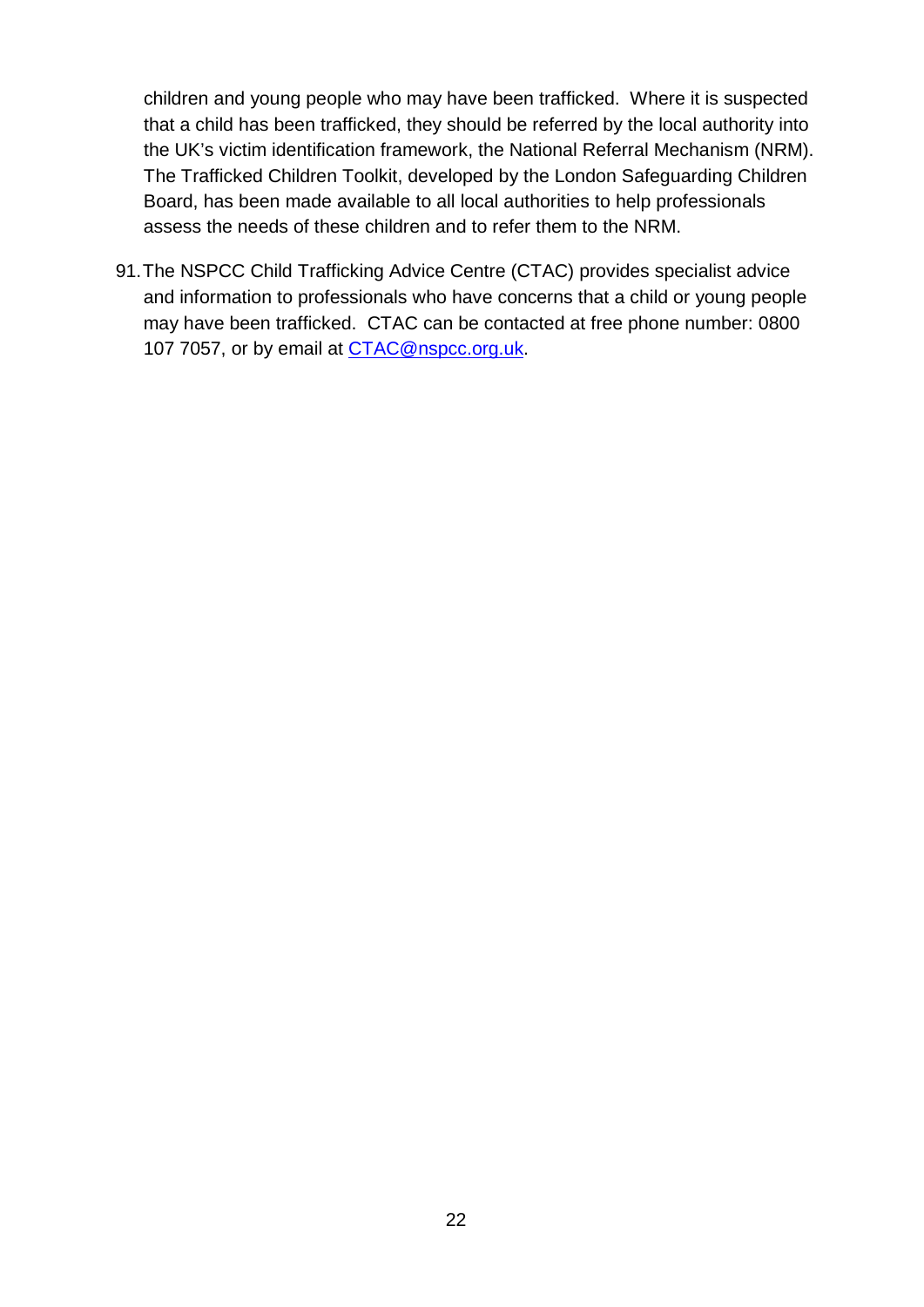children and young people who may have been trafficked. Where it is suspected that a child has been trafficked, they should be referred by the local authority into the UK's victim identification framework, the National Referral Mechanism (NRM). The Trafficked Children Toolkit, developed by the London Safeguarding Children Board, has been made available to all local authorities to help professionals assess the needs of these children and to refer them to the NRM.

91. The NSPCC Child Trafficking Advice Centre (CTAC) provides specialist advice and information to professionals who have concerns that a child or young people may have been trafficked. CTAC can be contacted at free phone number: 0800 107 7057, or by email at [CTAC@nspcc.org.uk](mailto:CTAC@nspcc.org.uk).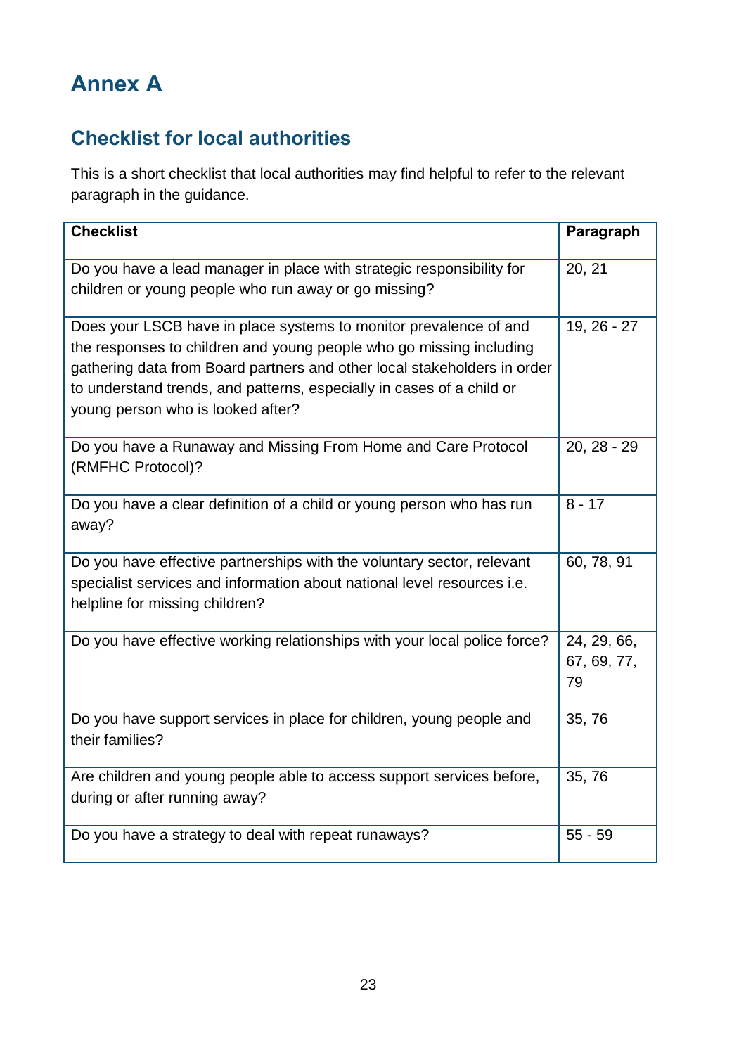# Annex A

## Checklist for local authorities

This is a short checklist that local authorities may find helpful to refer to the relevant paragraph in the guidance.

| Checklist | Paragraph |
|---|---|
| Do you have a lead manager in place with strategic responsibility for children or young people who run away or go missing? | 20, 21 |
| Does your LSCB have in place systems to monitor prevalence of and the responses to children and young people who go missing including gathering data from Board partners and other local stakeholders in order to understand trends, and patterns, especially in cases of a child or young person who is looked after? | 19, 26 - 27 |
| Do you have a Runaway and Missing From Home and Care Protocol (RMFHC Protocol)? | 20, 28 - 29 |
| Do you have a clear definition of a child or young person who has run away? | 8 - 17 |
| Do you have effective partnerships with the voluntary sector, relevant specialist services and information about national level resources i.e. helpline for missing children? | 60, 78, 91 |
| Do you have effective working relationships with your local police force? | 24, 29, 66, 67, 69, 77, 79 |
| Do you have support services in place for children, young people and their families? | 35, 76 |
| Are children and young people able to access support services before, during or after running away? | 35, 76 |
| Do you have a strategy to deal with repeat runaways? | 55 - 59 |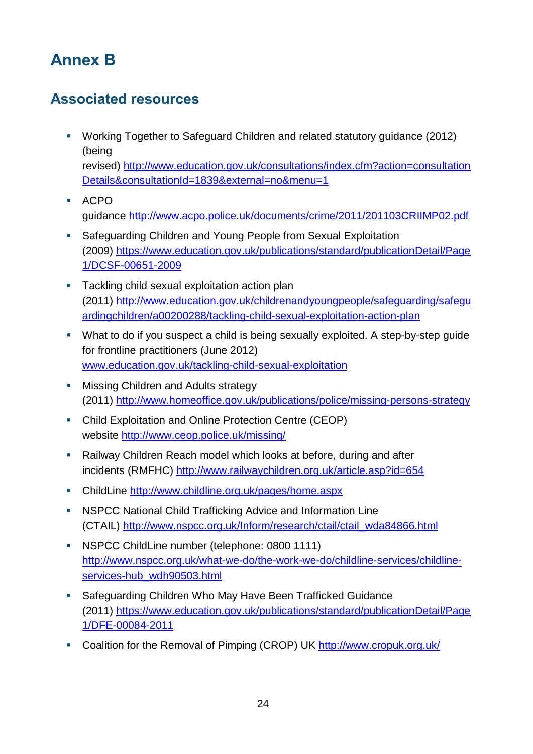# Annex B

## Associated resources

- Working Together to Safeguard Children and related statutory guidance (2012) (being revised) http://www.education.gov.uk/consultations/index.cfm?action=consultationDetails&consultationId=1839&external=no&menu=1
- ACPO guidance http://www.acpo.police.uk/documents/crime/2011/201103CRIIMP02.pdf
- Safeguarding Children and Young People from Sexual Exploitation (2009) https://www.education.gov.uk/publications/standard/publicationDetail/Page1/DCSF-00651-2009
- Tackling child sexual exploitation action plan (2011) http://www.education.gov.uk/childrenandyoungpeople/safeguarding/safeguardingchildren/a00200288/tackling-child-sexual-exploitation-action-plan
- What to do if you suspect a child is being sexually exploited. A step-by-step guide for frontline practitioners (June 2012) www.education.gov.uk/tackling-child-sexual-exploitation
- Missing Children and Adults strategy (2011) http://www.homeoffice.gov.uk/publications/police/missing-persons-strategy
- Child Exploitation and Online Protection Centre (CEOP) website http://www.ceop.police.uk/missing/
- Railway Children Reach model which looks at before, during and after incidents (RMFHC) http://www.railwaychildren.org.uk/article.asp?id=654
- ChildLine http://www.childline.org.uk/pages/home.aspx
- NSPCC National Child Trafficking Advice and Information Line (CTAIL) http://www.nspcc.org.uk/Inform/research/ctail/ctail_wda84866.html
- NSPCC ChildLine number (telephone: 0800 1111) http://www.nspcc.org.uk/what-we-do/the-work-we-do/childline-services/childline-services-hub_wdh90503.html
- Safeguarding Children Who May Have Been Trafficked Guidance (2011) https://www.education.gov.uk/publications/standard/publicationDetail/Page1/DFE-00084-2011
- Coalition for the Removal of Pimping (CROP) UK http://www.cropuk.org.uk/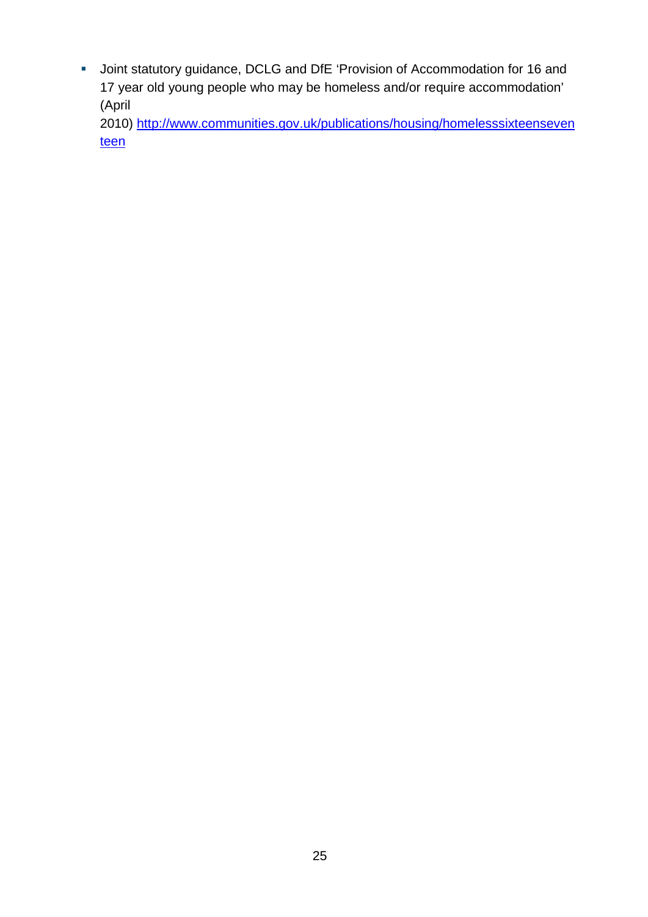- Joint statutory guidance, DCLG and DfE 'Provision of Accommodation for 16 and 17 year old young people who may be homeless and/or require accommodation' (April 2010) http://www.communities.gov.uk/publications/housing/homelesssixteenseventeen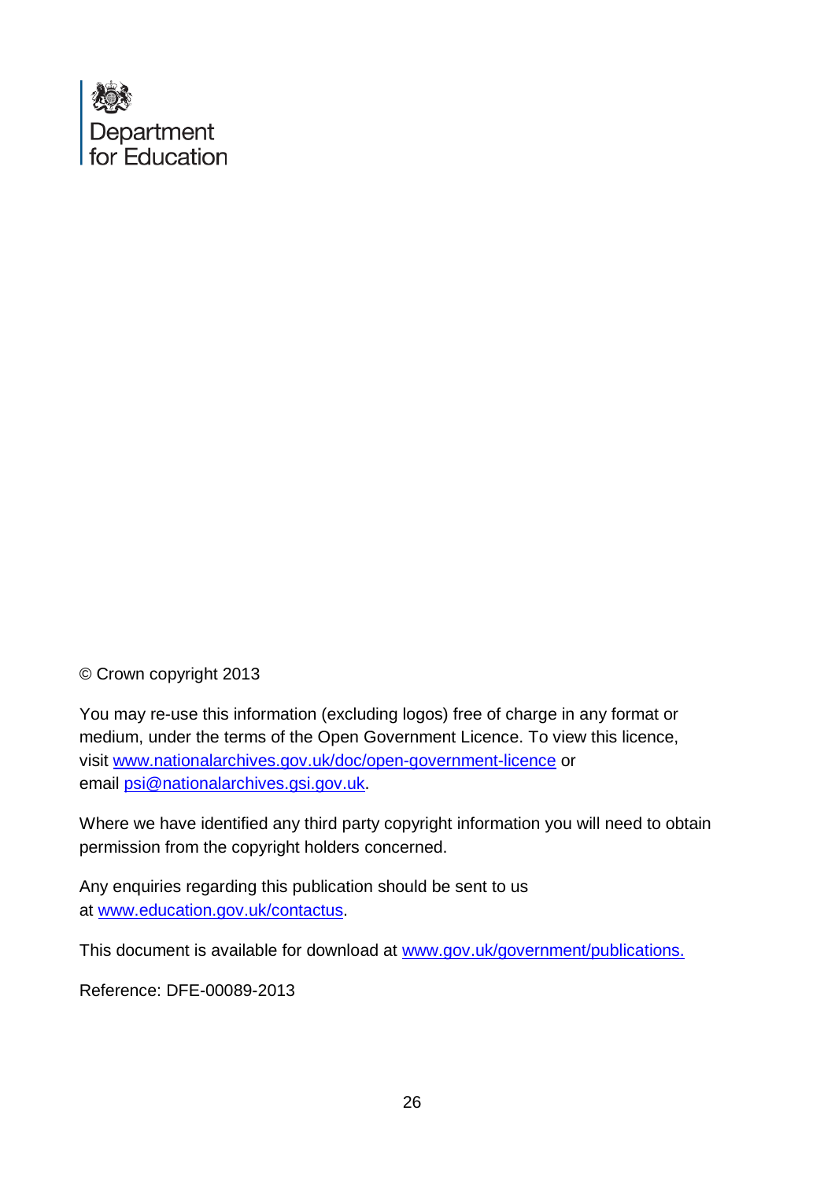Department
for Education

© Crown copyright 2013

You may re-use this information (excluding logos) free of charge in any format or medium, under the terms of the Open Government Licence. To view this licence, visit [www.nationalarchives.gov.uk/doc/open-government-licence](http://www.nationalarchives.gov.uk/doc/open-government-licence) or email [psi@nationalarchives.gsi.gov.uk](mailto:psi@nationalarchives.gsi.gov.uk).

Where we have identified any third party copyright information you will need to obtain permission from the copyright holders concerned.

Any enquiries regarding this publication should be sent to us at [www.education.gov.uk/contactus](http://www.education.gov.uk/contactus).

This document is available for download at [www.gov.uk/government/publications.](http://www.gov.uk/government/publications)

Reference: DFE-00089-2013